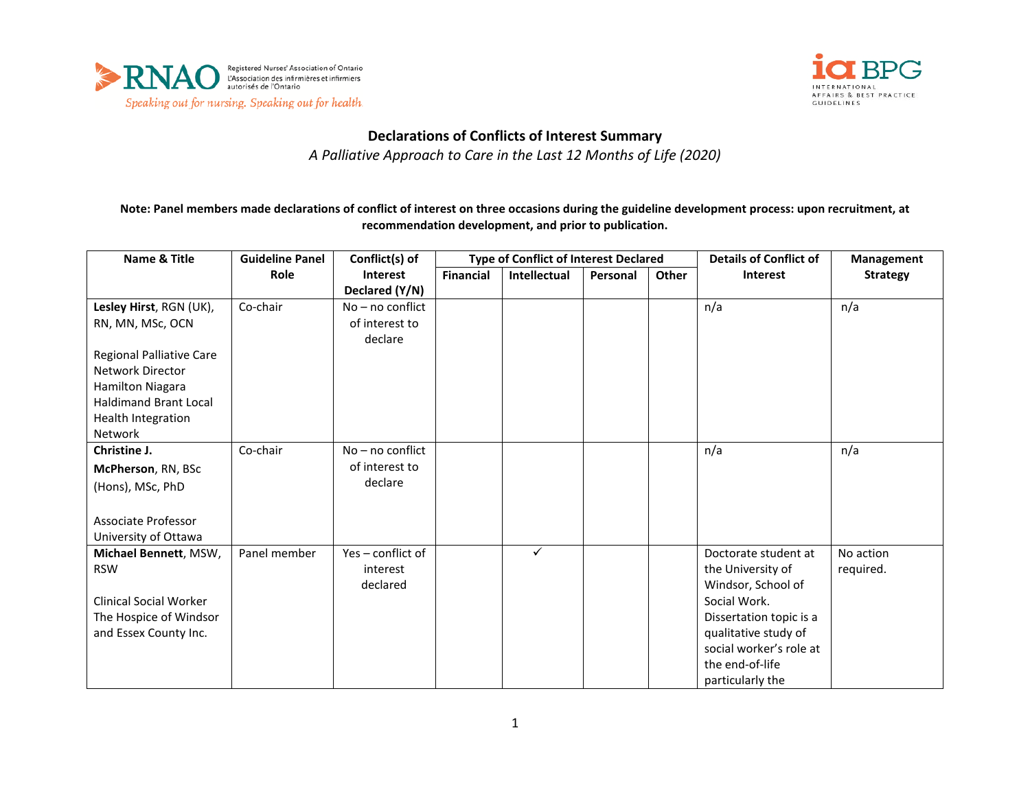# Declarations of Conflicts of Interest Summary

*A Palliative Approach to Care in the Last 12 Months of Life (2020)*

**Note: Panel members made declarations of conflict of interest on three occasions during the guideline development process: upon recruitment, at recommendation development, and prior to publication.**

| Name & Title | Guideline Panel Role | Conflict(s) of Interest Declared (Y/N) | Type of Conflict of Interest Declared | | | | Details of Conflict of Interest | Management Strategy |
|---|---|---|---|---|---|---|---|---|
| | | | Financial | Intellectual | Personal | Other | | |
| **Lesley Hirst**, RGN (UK), RN, MN, MSc, OCN<br><br>Regional Palliative Care Network Director Hamilton Niagara Haldimand Brant Local Health Integration Network | Co-chair | No – no conflict of interest to declare | | | | | n/a | n/a |
| **Christine J. McPherson**, RN, BSc (Hons), MSc, PhD<br><br>Associate Professor University of Ottawa | Co-chair | No – no conflict of interest to declare | | | | | n/a | n/a |
| **Michael Bennett**, MSW, RSW<br><br>Clinical Social Worker The Hospice of Windsor and Essex County Inc. | Panel member | Yes – conflict of interest declared | | ✓ | | | Doctorate student at the University of Windsor, School of Social Work. Dissertation topic is a qualitative study of social worker's role at the end-of-life particularly the | No action required. |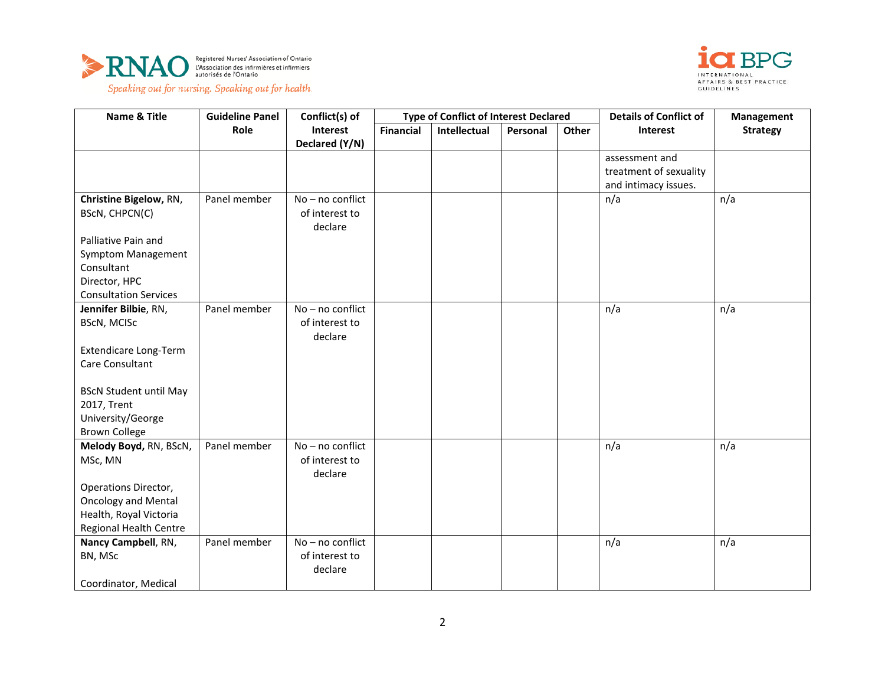| Name & Title | Guideline Panel Role | Conflict(s) of Interest Declared (Y/N) | Type of Conflict of Interest Declared | | | | Details of Conflict of Interest | Management Strategy |
|---|---|---|---|---|---|---|---|---|
| | | | Financial | Intellectual | Personal | Other | | |
| | | | | | | | assessment and treatment of sexuality and intimacy issues. | |
| **Christine Bigelow,** RN, BScN, CHPCN(C)<br><br>Palliative Pain and Symptom Management Consultant<br>Director, HPC Consultation Services | Panel member | No – no conflict of interest to declare | | | | | n/a | n/a |
| **Jennifer Bilbie**, RN, BScN, MClSc<br><br>Extendicare Long-Term Care Consultant<br><br>BScN Student until May 2017, Trent University/George Brown College | Panel member | No – no conflict of interest to declare | | | | | n/a | n/a |
| **Melody Boyd,** RN, BScN, MSc, MN<br><br>Operations Director, Oncology and Mental Health, Royal Victoria Regional Health Centre | Panel member | No – no conflict of interest to declare | | | | | n/a | n/a |
| **Nancy Campbell**, RN, BN, MSc<br><br>Coordinator, Medical | Panel member | No – no conflict of interest to declare | | | | | n/a | n/a |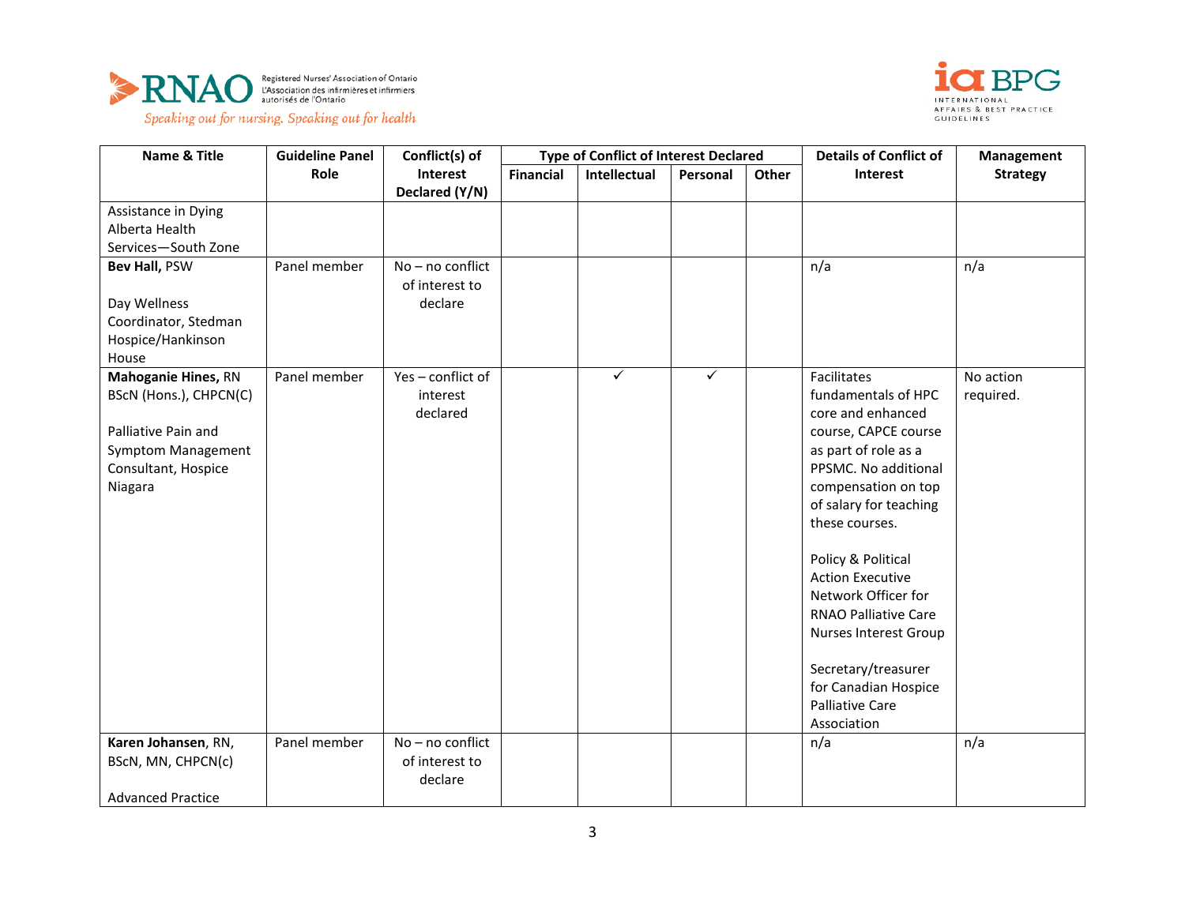| Name & Title | Guideline Panel Role | Conflict(s) of Interest Declared (Y/N) | Type of Conflict of Interest Declared | | | | Details of Conflict of Interest | Management Strategy |
|---|---|---|---|---|---|---|---|---|
| | | | Financial | Intellectual | Personal | Other | | |
| Assistance in Dying Alberta Health Services—South Zone | | | | | | | | |
| **Bev Hall,** PSW<br><br>Day Wellness Coordinator, Stedman Hospice/Hankinson House | Panel member | No – no conflict of interest to declare | | | | | n/a | n/a |
| **Mahoganie Hines,** RN BScN (Hons.), CHPCN(C)<br><br>Palliative Pain and Symptom Management Consultant, Hospice Niagara | Panel member | Yes – conflict of interest declared | | ✓ | ✓ | | Facilitates fundamentals of HPC core and enhanced course, CAPCE course as part of role as a PPSMC. No additional compensation on top of salary for teaching these courses.<br><br>Policy & Political Action Executive Network Officer for RNAO Palliative Care Nurses Interest Group<br><br>Secretary/treasurer for Canadian Hospice Palliative Care Association | No action required. |
| **Karen Johansen**, RN, BScN, MN, CHPCN(c)<br><br>Advanced Practice | Panel member | No – no conflict of interest to declare | | | | | n/a | n/a |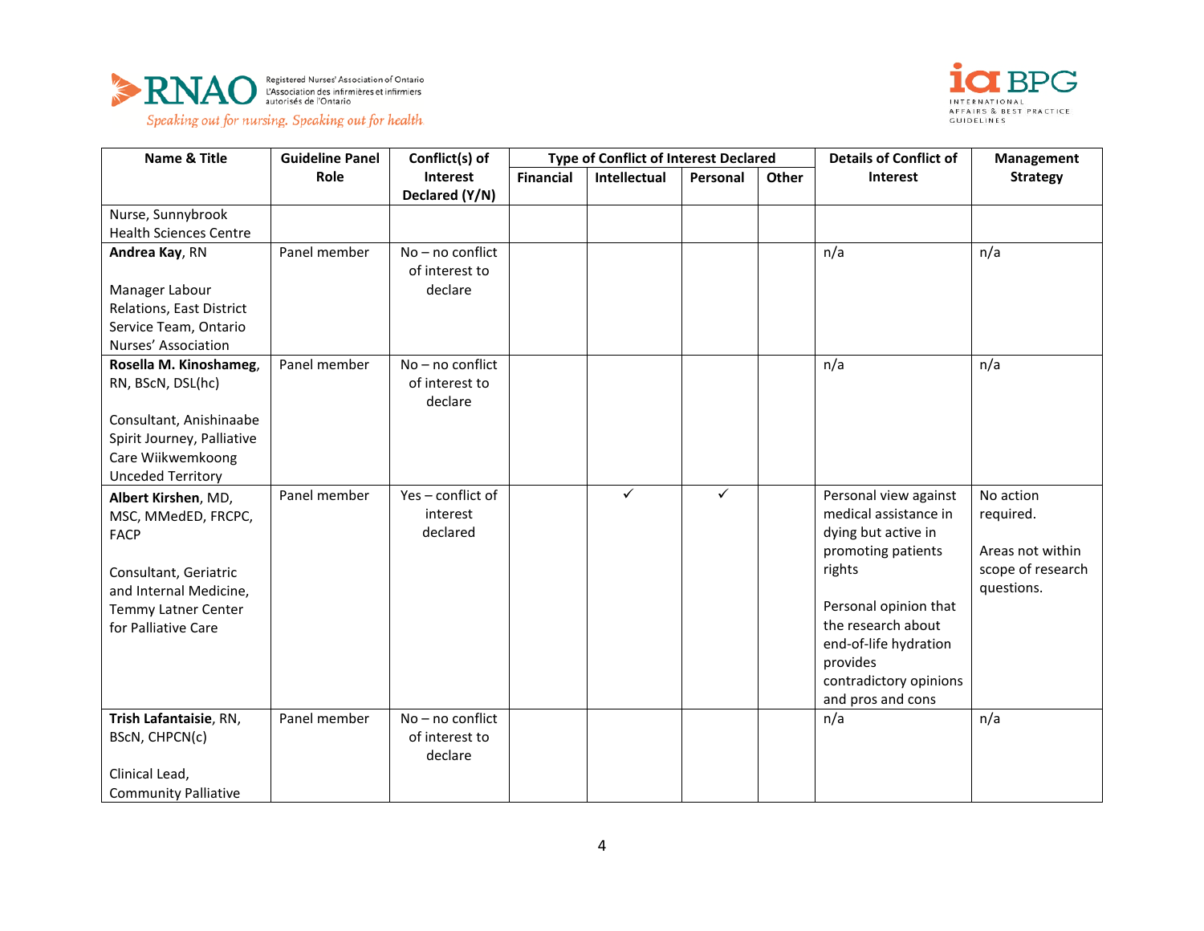| Name & Title | Guideline Panel Role | Conflict(s) of Interest Declared (Y/N) | Type of Conflict of Interest Declared | | | | Details of Conflict of Interest | Management Strategy |
|---|---|---|---|---|---|---|---|---|
| | | | Financial | Intellectual | Personal | Other | | |
| Nurse, Sunnybrook Health Sciences Centre | | | | | | | | |
| **Andrea Kay**, RN<br><br>Manager Labour Relations, East District Service Team, Ontario Nurses' Association | Panel member | No – no conflict of interest to declare | | | | | n/a | n/a |
| **Rosella M. Kinoshameg**, RN, BScN, DSL(hc)<br><br>Consultant, Anishinaabe Spirit Journey, Palliative Care Wiikwemkoong Unceded Territory | Panel member | No – no conflict of interest to declare | | | | | n/a | n/a |
| **Albert Kirshen**, MD, MSC, MMedED, FRCPC, FACP<br><br>Consultant, Geriatric and Internal Medicine, Temmy Latner Center for Palliative Care | Panel member | Yes – conflict of interest declared | | ✓ | ✓ | | Personal view against medical assistance in dying but active in promoting patients rights<br><br>Personal opinion that the research about end-of-life hydration provides contradictory opinions and pros and cons | No action required.<br><br>Areas not within scope of research questions. |
| **Trish Lafantaisie**, RN, BScN, CHPCN(c)<br><br>Clinical Lead, Community Palliative | Panel member | No – no conflict of interest to declare | | | | | n/a | n/a |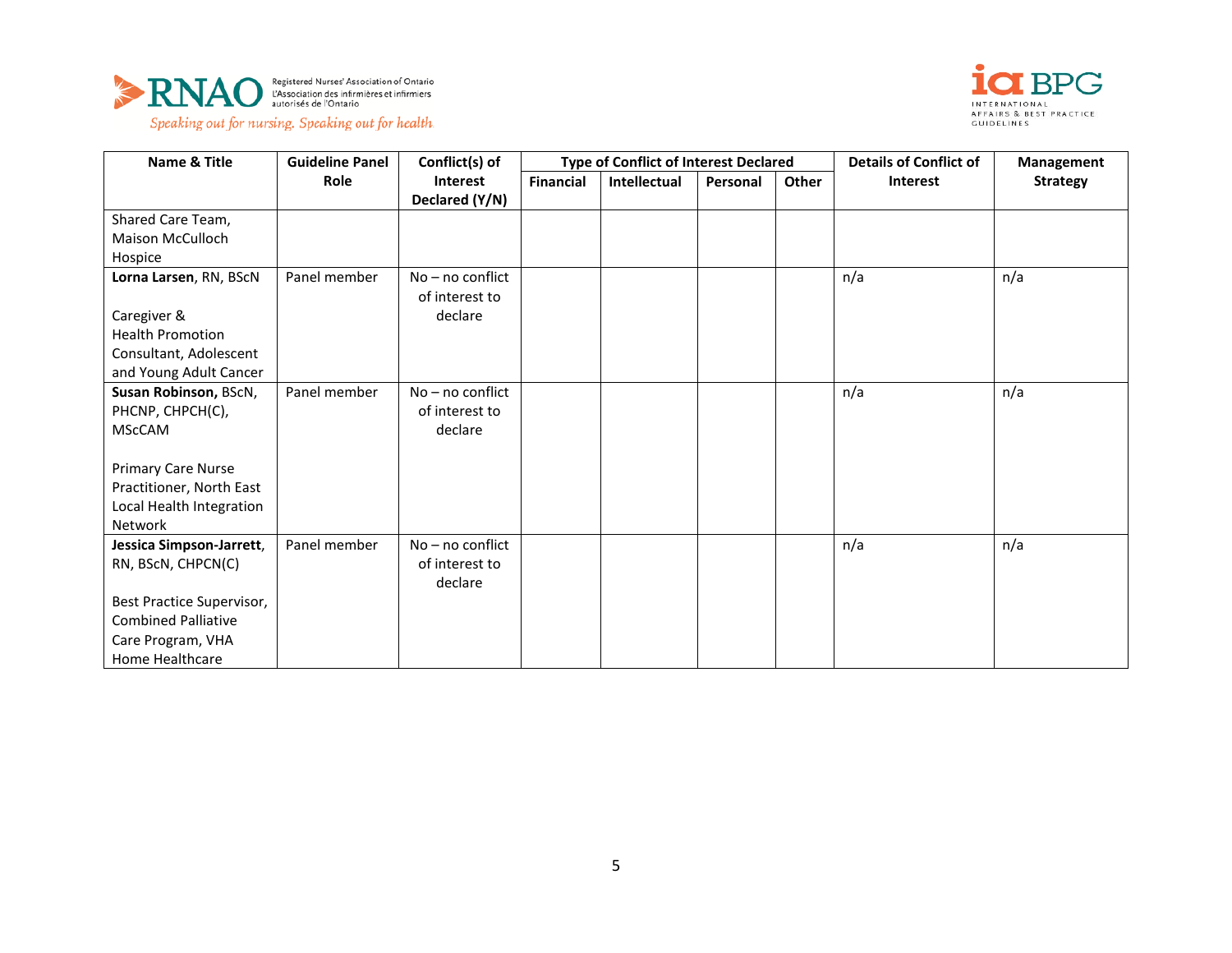| Name & Title | Guideline Panel Role | Conflict(s) of Interest Declared (Y/N) | Type of Conflict of Interest Declared | | | | Details of Conflict of Interest | Management Strategy |
|---|---|---|---|---|---|---|---|---|
| | | | Financial | Intellectual | Personal | Other | | |
| Shared Care Team, Maison McCulloch Hospice | | | | | | | | |
| **Lorna Larsen**, RN, BScN<br><br>Caregiver & Health Promotion Consultant, Adolescent and Young Adult Cancer | Panel member | No – no conflict of interest to declare | | | | | n/a | n/a |
| **Susan Robinson,** BScN, PHCNP, CHPCH(C), MScCAM<br><br>Primary Care Nurse Practitioner, North East Local Health Integration Network | Panel member | No – no conflict of interest to declare | | | | | n/a | n/a |
| **Jessica Simpson-Jarrett**, RN, BScN, CHPCN(C)<br><br>Best Practice Supervisor, Combined Palliative Care Program, VHA Home Healthcare | Panel member | No – no conflict of interest to declare | | | | | n/a | n/a |